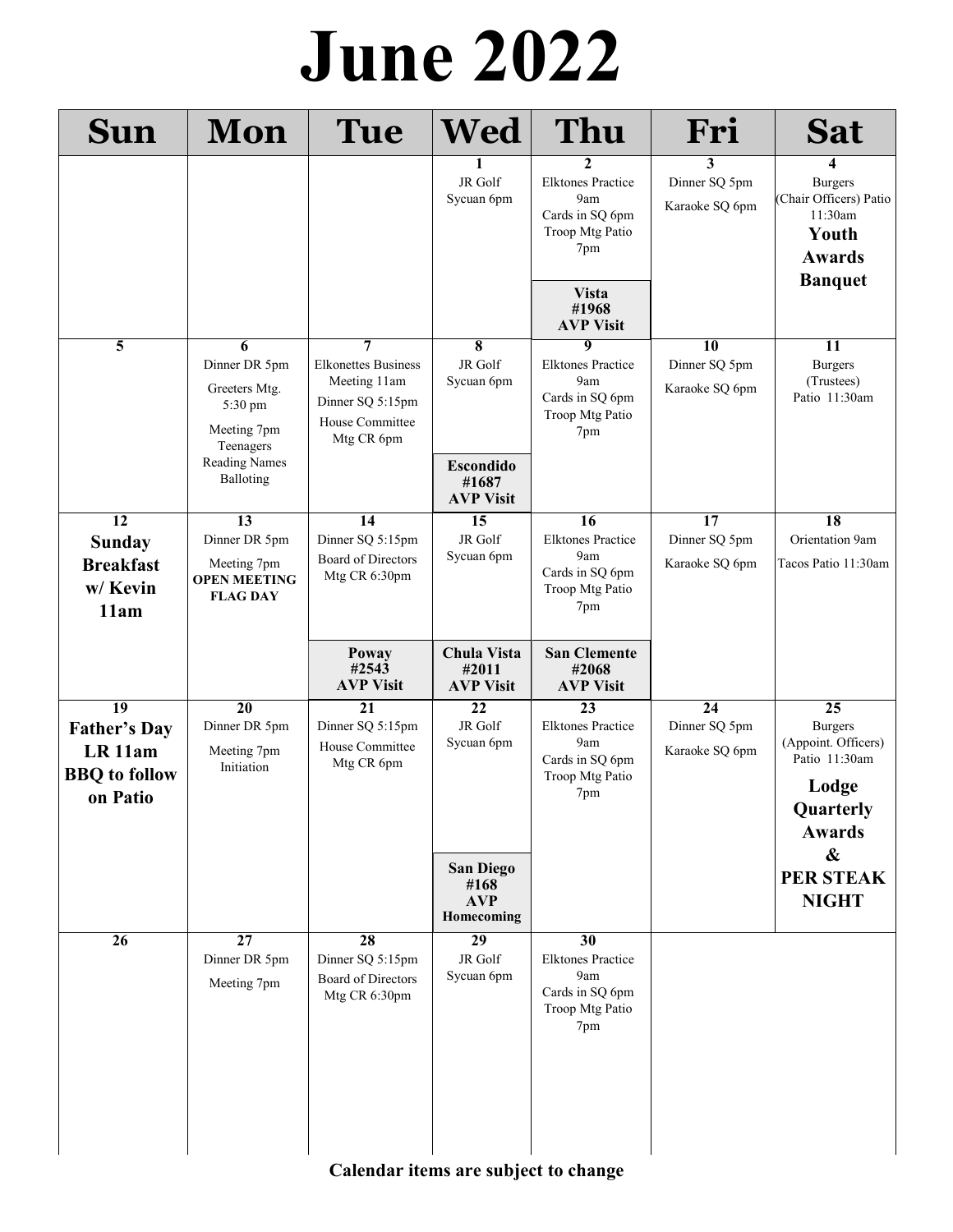# June 2022

| Sun | Mon | Tue | Wed | Thu | Fri | Sat |
|---|---|---|---|---|---|---|
| | | | **1**<br>JR Golf Sycuan 6pm | **2**<br>Elktones Practice 9am<br>Cards in SQ 6pm<br>Troop Mtg Patio 7pm<br>**Vista #1968 AVP Visit** | **3**<br>Dinner SQ 5pm<br>Karaoke SQ 6pm | **4**<br>Burgers (Chair Officers) Patio 11:30am<br>**Youth Awards Banquet** |
| **5** | **6**<br>Dinner DR 5pm<br>Greeters Mtg. 5:30 pm<br>Meeting 7pm Teenagers Reading Names Balloting | **7**<br>Elkonettes Business Meeting 11am<br>Dinner SQ 5:15pm<br>House Committee Mtg CR 6pm | **8**<br>JR Golf Sycuan 6pm<br>**Escondido #1687 AVP Visit** | **9**<br>Elktones Practice 9am<br>Cards in SQ 6pm<br>Troop Mtg Patio 7pm | **10**<br>Dinner SQ 5pm<br>Karaoke SQ 6pm | **11**<br>Burgers (Trustees) Patio 11:30am |
| **12**<br>**Sunday Breakfast w/ Kevin 11am** | **13**<br>Dinner DR 5pm<br>Meeting 7pm **OPEN MEETING FLAG DAY** | **14**<br>Dinner SQ 5:15pm<br>Board of Directors Mtg CR 6:30pm<br>**Poway #2543 AVP Visit** | **15**<br>JR Golf Sycuan 6pm<br>**Chula Vista #2011 AVP Visit** | **16**<br>Elktones Practice 9am<br>Cards in SQ 6pm<br>Troop Mtg Patio 7pm<br>**San Clemente #2068 AVP Visit** | **17**<br>Dinner SQ 5pm<br>Karaoke SQ 6pm | **18**<br>Orientation 9am<br>Tacos Patio 11:30am |
| **19**<br>**Father's Day LR 11am BBQ to follow on Patio** | **20**<br>Dinner DR 5pm<br>Meeting 7pm Initiation | **21**<br>Dinner SQ 5:15pm<br>House Committee Mtg CR 6pm | **22**<br>JR Golf Sycuan 6pm<br>**San Diego #168 AVP Homecoming** | **23**<br>Elktones Practice 9am<br>Cards in SQ 6pm<br>Troop Mtg Patio 7pm | **24**<br>Dinner SQ 5pm<br>Karaoke SQ 6pm | **25**<br>Burgers (Appoint. Officers) Patio 11:30am<br>**Lodge Quarterly Awards & PER STEAK NIGHT** |
| **26** | **27**<br>Dinner DR 5pm<br>Meeting 7pm | **28**<br>Dinner SQ 5:15pm<br>Board of Directors Mtg CR 6:30pm | **29**<br>JR Golf Sycuan 6pm | **30**<br>Elktones Practice 9am<br>Cards in SQ 6pm<br>Troop Mtg Patio 7pm | | |

**Calendar items are subject to change**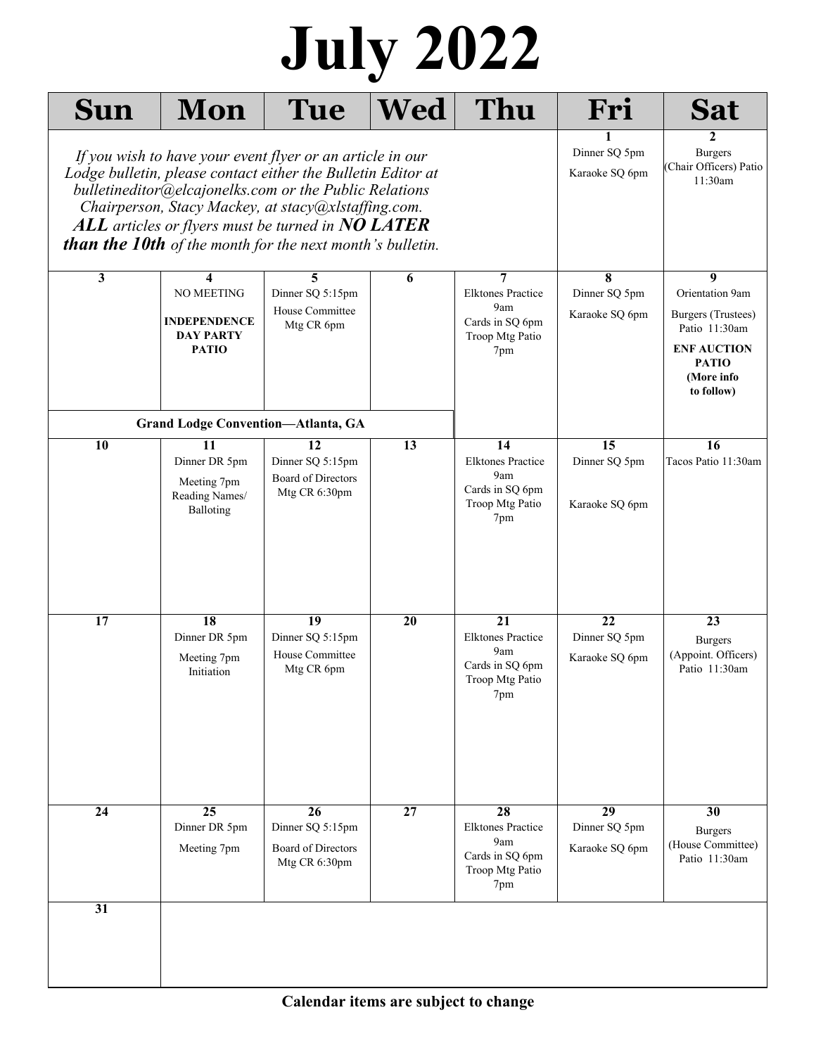# July 2022

| Sun | Mon | Tue | Wed | Thu | Fri | Sat |
|---|---|---|---|---|---|---|
| *If you wish to have your event flyer or an article in our Lodge bulletin, please contact either the Bulletin Editor at bulletineditor@elcajonelks.com or the Public Relations Chairperson, Stacy Mackey, at stacy@xlstaffing.com. **ALL** articles or flyers must be turned in **NO LATER than the 10th** of the month for the next month's bulletin.* | | | | | **1**<br>Dinner SQ 5pm<br>Karaoke SQ 6pm | **2**<br>Burgers (Chair Officers) Patio 11:30am |
| **3** | **4**<br>NO MEETING<br>**INDEPENDENCE DAY PARTY PATIO** | **5**<br>Dinner SQ 5:15pm<br>House Committee Mtg CR 6pm | **6** | **7**<br>Elktones Practice 9am<br>Cards in SQ 6pm<br>Troop Mtg Patio 7pm | **8**<br>Dinner SQ 5pm<br>Karaoke SQ 6pm | **9**<br>Orientation 9am<br>Burgers (Trustees) Patio 11:30am<br>**ENF AUCTION PATIO (More info to follow)** |
| | **Grand Lodge Convention—Atlanta, GA** | | | | | |
| **10** | **11**<br>Dinner DR 5pm<br>Meeting 7pm<br>Reading Names/ Balloting | **12**<br>Dinner SQ 5:15pm<br>Board of Directors Mtg CR 6:30pm | **13** | **14**<br>Elktones Practice 9am<br>Cards in SQ 6pm<br>Troop Mtg Patio 7pm | **15**<br>Dinner SQ 5pm<br>Karaoke SQ 6pm | **16**<br>Tacos Patio 11:30am |
| **17** | **18**<br>Dinner DR 5pm<br>Meeting 7pm<br>Initiation | **19**<br>Dinner SQ 5:15pm<br>House Committee Mtg CR 6pm | **20** | **21**<br>Elktones Practice 9am<br>Cards in SQ 6pm<br>Troop Mtg Patio 7pm | **22**<br>Dinner SQ 5pm<br>Karaoke SQ 6pm | **23**<br>Burgers (Appoint. Officers) Patio 11:30am |
| **24** | **25**<br>Dinner DR 5pm<br>Meeting 7pm | **26**<br>Dinner SQ 5:15pm<br>Board of Directors Mtg CR 6:30pm | **27** | **28**<br>Elktones Practice 9am<br>Cards in SQ 6pm<br>Troop Mtg Patio 7pm | **29**<br>Dinner SQ 5pm<br>Karaoke SQ 6pm | **30**<br>Burgers (House Committee) Patio 11:30am |
| **31** | | | | | | |

**Calendar items are subject to change**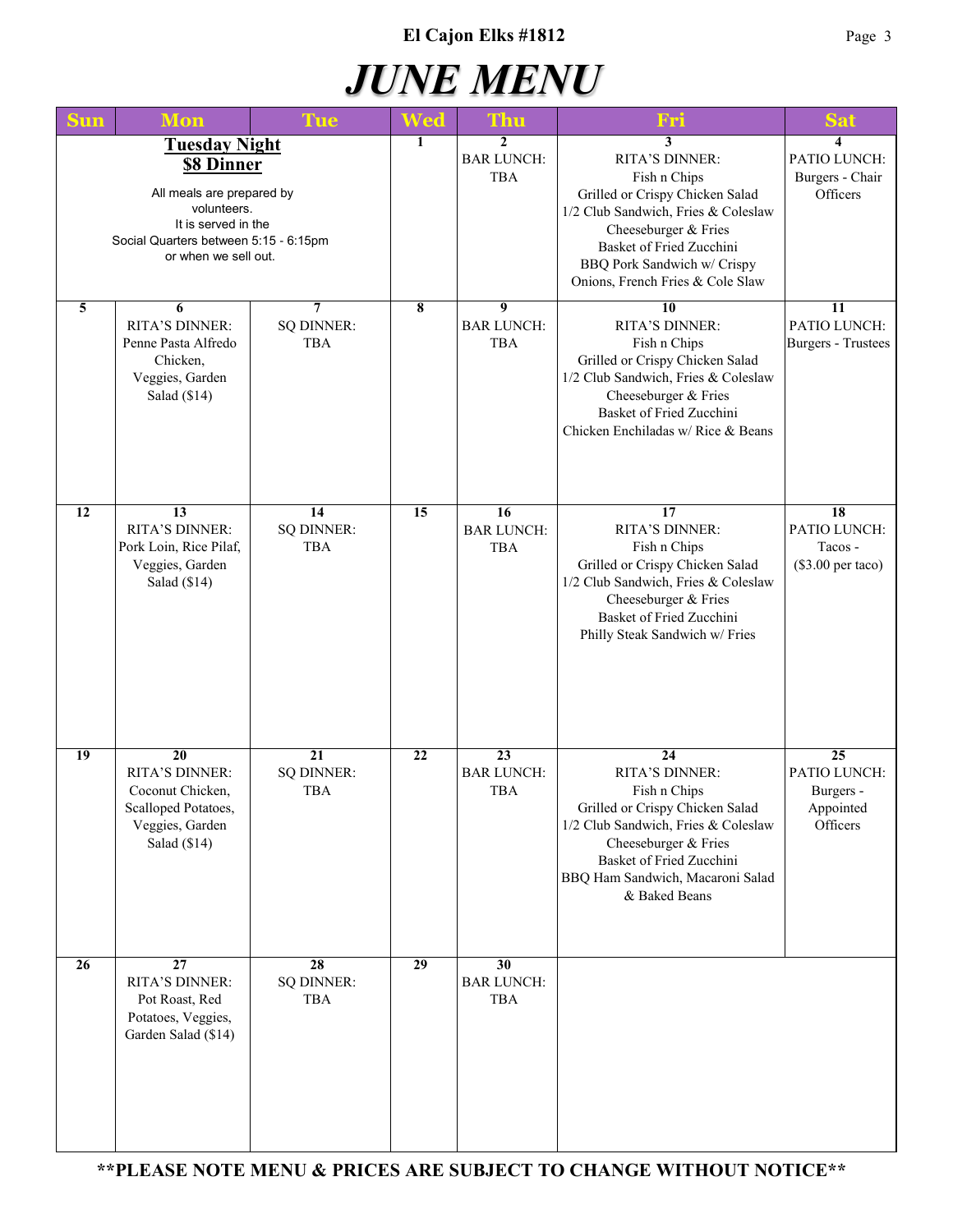El Cajon Elks #1812

# JUNE MENU

| Sun | Mon | Tue | Wed | Thu | Fri | Sat |
|---|---|---|---|---|---|---|
| **Tuesday Night $8 Dinner** All meals are prepared by volunteers. It is served in the Social Quarters between 5:15 - 6:15pm or when we sell out. | | | 1 | 2 BAR LUNCH: TBA | 3 RITA'S DINNER: Fish n Chips<br>Grilled or Crispy Chicken Salad<br>1/2 Club Sandwich, Fries & Coleslaw<br>Cheeseburger & Fries<br>Basket of Fried Zucchini<br>BBQ Pork Sandwich w/ Crispy Onions, French Fries & Cole Slaw | 4 PATIO LUNCH: Burgers - Chair Officers |
| 5 | 6 RITA'S DINNER: Penne Pasta Alfredo Chicken, Veggies, Garden Salad ($14) | 7 SQ DINNER: TBA | 8 | 9 BAR LUNCH: TBA | 10 RITA'S DINNER: Fish n Chips<br>Grilled or Crispy Chicken Salad<br>1/2 Club Sandwich, Fries & Coleslaw<br>Cheeseburger & Fries<br>Basket of Fried Zucchini<br>Chicken Enchiladas w/ Rice & Beans | 11 PATIO LUNCH: Burgers - Trustees |
| 12 | 13 RITA'S DINNER: Pork Loin, Rice Pilaf, Veggies, Garden Salad ($14) | 14 SQ DINNER: TBA | 15 | 16 BAR LUNCH: TBA | 17 RITA'S DINNER: Fish n Chips<br>Grilled or Crispy Chicken Salad<br>1/2 Club Sandwich, Fries & Coleslaw<br>Cheeseburger & Fries<br>Basket of Fried Zucchini<br>Philly Steak Sandwich w/ Fries | 18 PATIO LUNCH: Tacos - ($3.00 per taco) |
| 19 | 20 RITA'S DINNER: Coconut Chicken, Scalloped Potatoes, Veggies, Garden Salad ($14) | 21 SQ DINNER: TBA | 22 | 23 BAR LUNCH: TBA | 24 RITA'S DINNER: Fish n Chips<br>Grilled or Crispy Chicken Salad<br>1/2 Club Sandwich, Fries & Coleslaw<br>Cheeseburger & Fries<br>Basket of Fried Zucchini<br>BBQ Ham Sandwich, Macaroni Salad & Baked Beans | 25 PATIO LUNCH: Burgers - Appointed Officers |
| 26 | 27 RITA'S DINNER: Pot Roast, Red Potatoes, Veggies, Garden Salad ($14) | 28 SQ DINNER: TBA | 29 | 30 BAR LUNCH: TBA | | |

**PLEASE NOTE MENU & PRICES ARE SUBJECT TO CHANGE WITHOUT NOTICE**